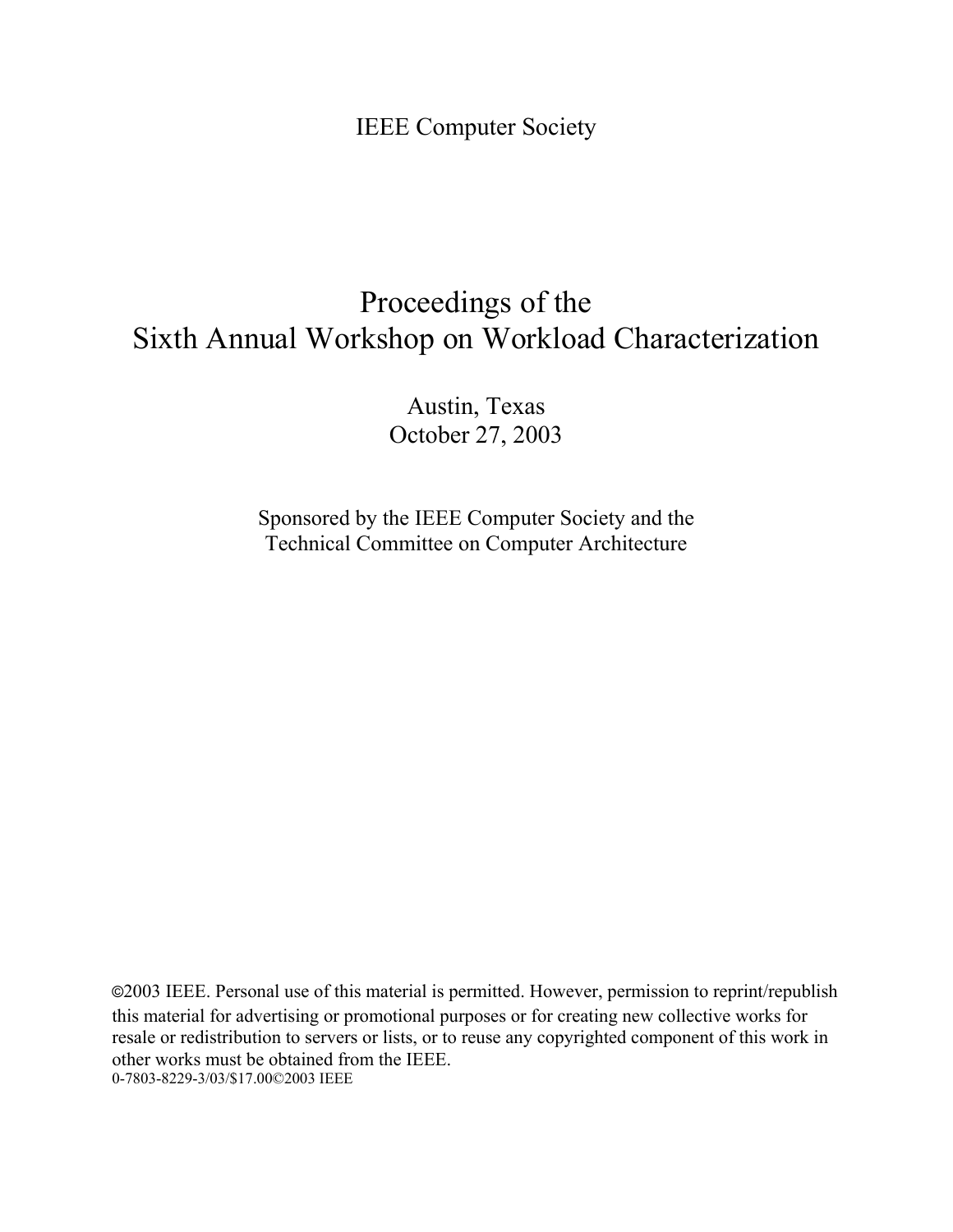IEEE Computer Society

# Proceedings of the Sixth Annual Workshop on Workload Characterization

Austin, Texas
October 27, 2003

Sponsored by the IEEE Computer Society and the Technical Committee on Computer Architecture

©2003 IEEE. Personal use of this material is permitted. However, permission to reprint/republish this material for advertising or promotional purposes or for creating new collective works for resale or redistribution to servers or lists, or to reuse any copyrighted component of this work in other works must be obtained from the IEEE.
0-7803-8229-3/03/$17.00©2003 IEEE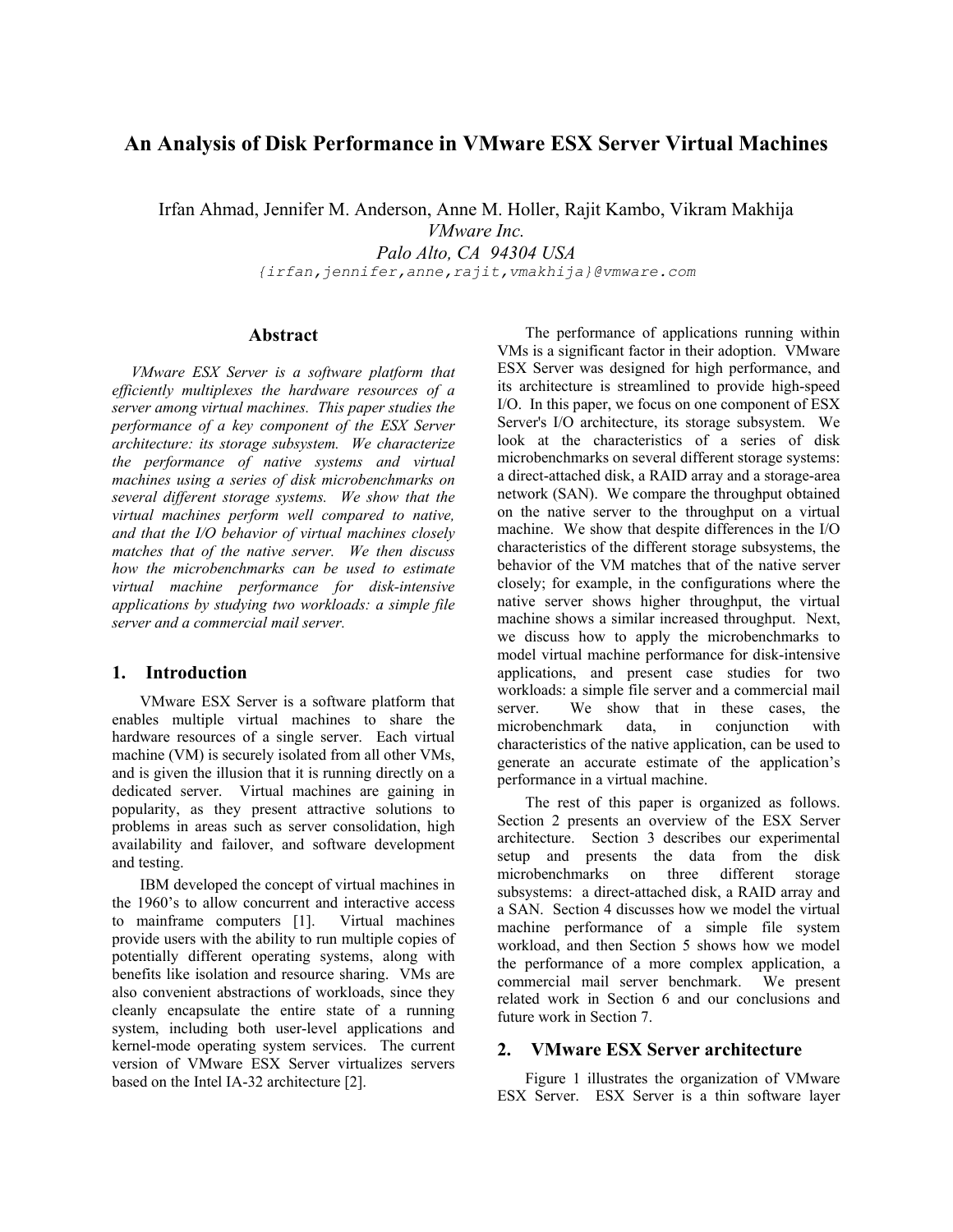# An Analysis of Disk Performance in VMware ESX Server Virtual Machines

Irfan Ahmad, Jennifer M. Anderson, Anne M. Holler, Rajit Kambo, Vikram Makhija

*VMware Inc.*

*Palo Alto, CA 94304 USA*

{irfan,jennifer,anne,rajit,vmakhija}@vmware.com

## Abstract

*VMware ESX Server is a software platform that efficiently multiplexes the hardware resources of a server among virtual machines. This paper studies the performance of a key component of the ESX Server architecture: its storage subsystem. We characterize the performance of native systems and virtual machines using a series of disk microbenchmarks on several different storage systems. We show that the virtual machines perform well compared to native, and that the I/O behavior of virtual machines closely matches that of the native server. We then discuss how the microbenchmarks can be used to estimate virtual machine performance for disk-intensive applications by studying two workloads: a simple file server and a commercial mail server.*

## 1. Introduction

VMware ESX Server is a software platform that enables multiple virtual machines to share the hardware resources of a single server. Each virtual machine (VM) is securely isolated from all other VMs, and is given the illusion that it is running directly on a dedicated server. Virtual machines are gaining in popularity, as they present attractive solutions to problems in areas such as server consolidation, high availability and failover, and software development and testing.

IBM developed the concept of virtual machines in the 1960's to allow concurrent and interactive access to mainframe computers [1]. Virtual machines provide users with the ability to run multiple copies of potentially different operating systems, along with benefits like isolation and resource sharing. VMs are also convenient abstractions of workloads, since they cleanly encapsulate the entire state of a running system, including both user-level applications and kernel-mode operating system services. The current version of VMware ESX Server virtualizes servers based on the Intel IA-32 architecture [2].

The performance of applications running within VMs is a significant factor in their adoption. VMware ESX Server was designed for high performance, and its architecture is streamlined to provide high-speed I/O. In this paper, we focus on one component of ESX Server's I/O architecture, its storage subsystem. We look at the characteristics of a series of disk microbenchmarks on several different storage systems: a direct-attached disk, a RAID array and a storage-area network (SAN). We compare the throughput obtained on the native server to the throughput on a virtual machine. We show that despite differences in the I/O characteristics of the different storage subsystems, the behavior of the VM matches that of the native server closely; for example, in the configurations where the native server shows higher throughput, the virtual machine shows a similar increased throughput. Next, we discuss how to apply the microbenchmarks to model virtual machine performance for disk-intensive applications, and present case studies for two workloads: a simple file server and a commercial mail server. We show that in these cases, the microbenchmark data, in conjunction with characteristics of the native application, can be used to generate an accurate estimate of the application's performance in a virtual machine.

The rest of this paper is organized as follows. Section 2 presents an overview of the ESX Server architecture. Section 3 describes our experimental setup and presents the data from the disk microbenchmarks on three different storage subsystems: a direct-attached disk, a RAID array and a SAN. Section 4 discusses how we model the virtual machine performance of a simple file system workload, and then Section 5 shows how we model the performance of a more complex application, a commercial mail server benchmark. We present related work in Section 6 and our conclusions and future work in Section 7.

## 2. VMware ESX Server architecture

Figure 1 illustrates the organization of VMware ESX Server. ESX Server is a thin software layer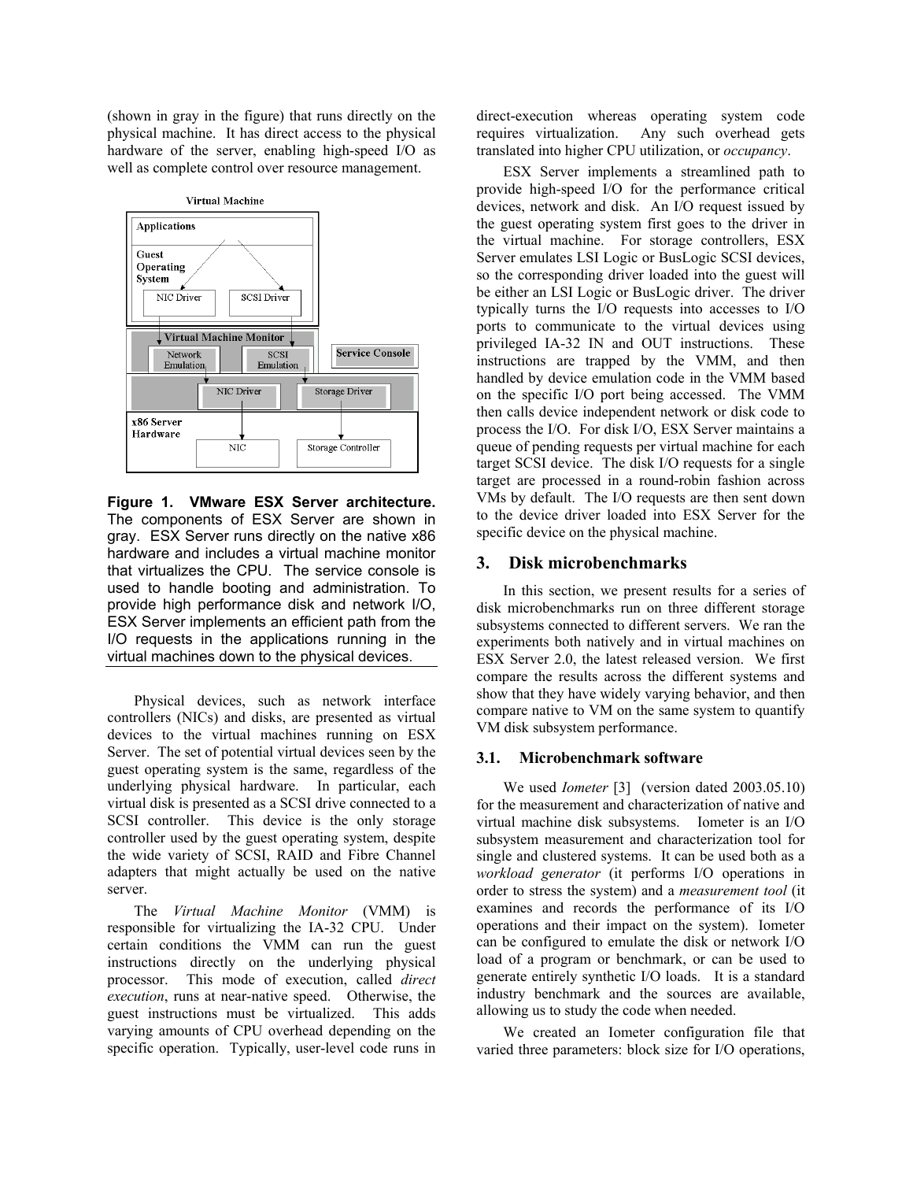(shown in gray in the figure) that runs directly on the physical machine. It has direct access to the physical hardware of the server, enabling high-speed I/O as well as complete control over resource management.

Virtual Machine

Applications

Guest Operating System

NIC Driver

SCSI Driver

Virtual Machine Monitor

Network Emulation

SCSI Emulation

Service Console

NIC Driver

Storage Driver

x86 Server Hardware

NIC

Storage Controller

**Figure 1. VMware ESX Server architecture.** The components of ESX Server are shown in gray. ESX Server runs directly on the native x86 hardware and includes a virtual machine monitor that virtualizes the CPU. The service console is used to handle booting and administration. To provide high performance disk and network I/O, ESX Server implements an efficient path from the I/O requests in the applications running in the virtual machines down to the physical devices.

Physical devices, such as network interface controllers (NICs) and disks, are presented as virtual devices to the virtual machines running on ESX Server. The set of potential virtual devices seen by the guest operating system is the same, regardless of the underlying physical hardware. In particular, each virtual disk is presented as a SCSI drive connected to a SCSI controller. This device is the only storage controller used by the guest operating system, despite the wide variety of SCSI, RAID and Fibre Channel adapters that might actually be used on the native server.

The *Virtual Machine Monitor* (VMM) is responsible for virtualizing the IA-32 CPU. Under certain conditions the VMM can run the guest instructions directly on the underlying physical processor. This mode of execution, called *direct execution*, runs at near-native speed. Otherwise, the guest instructions must be virtualized. This adds varying amounts of CPU overhead depending on the specific operation. Typically, user-level code runs in direct-execution whereas operating system code requires virtualization. Any such overhead gets translated into higher CPU utilization, or *occupancy*.

ESX Server implements a streamlined path to provide high-speed I/O for the performance critical devices, network and disk. An I/O request issued by the guest operating system first goes to the driver in the virtual machine. For storage controllers, ESX Server emulates LSI Logic or BusLogic SCSI devices, so the corresponding driver loaded into the guest will be either an LSI Logic or BusLogic driver. The driver typically turns the I/O requests into accesses to I/O ports to communicate to the virtual devices using privileged IA-32 IN and OUT instructions. These instructions are trapped by the VMM, and then handled by device emulation code in the VMM based on the specific I/O port being accessed. The VMM then calls device independent network or disk code to process the I/O. For disk I/O, ESX Server maintains a queue of pending requests per virtual machine for each target SCSI device. The disk I/O requests for a single target are processed in a round-robin fashion across VMs by default. The I/O requests are then sent down to the device driver loaded into ESX Server for the specific device on the physical machine.

## 3. Disk microbenchmarks

In this section, we present results for a series of disk microbenchmarks run on three different storage subsystems connected to different servers. We ran the experiments both natively and in virtual machines on ESX Server 2.0, the latest released version. We first compare the results across the different systems and show that they have widely varying behavior, and then compare native to VM on the same system to quantify VM disk subsystem performance.

### 3.1. Microbenchmark software

We used *Iometer* [3] (version dated 2003.05.10) for the measurement and characterization of native and virtual machine disk subsystems. Iometer is an I/O subsystem measurement and characterization tool for single and clustered systems. It can be used both as a *workload generator* (it performs I/O operations in order to stress the system) and a *measurement tool* (it examines and records the performance of its I/O operations and their impact on the system). Iometer can be configured to emulate the disk or network I/O load of a program or benchmark, or can be used to generate entirely synthetic I/O loads. It is a standard industry benchmark and the sources are available, allowing us to study the code when needed.

We created an Iometer configuration file that varied three parameters: block size for I/O operations,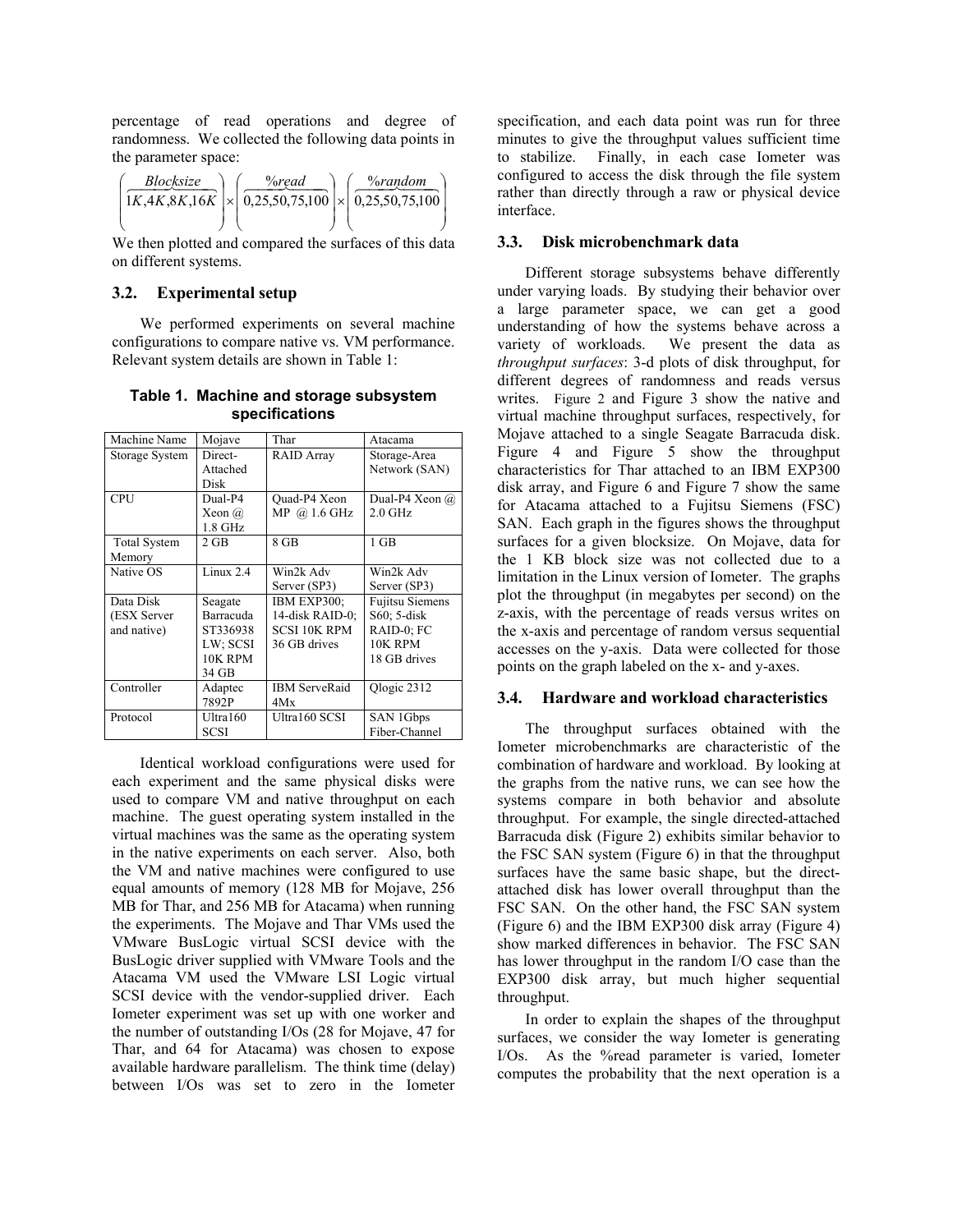percentage of read operations and degree of randomness. We collected the following data points in the parameter space:

$$\left(\overbrace{1K,4K,8K,16K}^{Blocksize}\right) \times \left(\overbrace{0,25,50,75,100}^{\%read}\right) \times \left(\overbrace{0,25,50,75,100}^{\%random}\right)$$

We then plotted and compared the surfaces of this data on different systems.

### 3.2. Experimental setup

We performed experiments on several machine configurations to compare native vs. VM performance. Relevant system details are shown in Table 1:

**Table 1. Machine and storage subsystem specifications**

| Machine Name | Mojave | Thar | Atacama |
|---|---|---|---|
| Storage System | Direct-Attached Disk | RAID Array | Storage-Area Network (SAN) |
| CPU | Dual-P4 Xeon @ 1.8 GHz | Quad-P4 Xeon MP @ 1.6 GHz | Dual-P4 Xeon @ 2.0 GHz |
| Total System Memory | 2 GB | 8 GB | 1 GB |
| Native OS | Linux 2.4 | Win2k Adv Server (SP3) | Win2k Adv Server (SP3) |
| Data Disk (ESX Server and native) | Seagate Barracuda ST336938 LW; SCSI 10K RPM 34 GB | IBM EXP300; 14-disk RAID-0; SCSI 10K RPM 36 GB drives | Fujitsu Siemens S60; 5-disk RAID-0; FC 10K RPM 18 GB drives |
| Controller | Adaptec 7892P | IBM ServeRaid 4Mx | Qlogic 2312 |
| Protocol | Ultra160 SCSI | Ultra160 SCSI | SAN 1Gbps Fiber-Channel |

Identical workload configurations were used for each experiment and the same physical disks were used to compare VM and native throughput on each machine. The guest operating system installed in the virtual machines was the same as the operating system in the native experiments on each server. Also, both the VM and native machines were configured to use equal amounts of memory (128 MB for Mojave, 256 MB for Thar, and 256 MB for Atacama) when running the experiments. The Mojave and Thar VMs used the VMware BusLogic virtual SCSI device with the BusLogic driver supplied with VMware Tools and the Atacama VM used the VMware LSI Logic virtual SCSI device with the vendor-supplied driver. Each Iometer experiment was set up with one worker and the number of outstanding I/Os (28 for Mojave, 47 for Thar, and 64 for Atacama) was chosen to expose available hardware parallelism. The think time (delay) between I/Os was set to zero in the Iometer specification, and each data point was run for three minutes to give the throughput values sufficient time to stabilize. Finally, in each case Iometer was configured to access the disk through the file system rather than directly through a raw or physical device interface.

### 3.3. Disk microbenchmark data

Different storage subsystems behave differently under varying loads. By studying their behavior over a large parameter space, we can get a good understanding of how the systems behave across a variety of workloads. We present the data as *throughput surfaces*: 3-d plots of disk throughput, for different degrees of randomness and reads versus writes. Figure 2 and Figure 3 show the native and virtual machine throughput surfaces, respectively, for Mojave attached to a single Seagate Barracuda disk. Figure 4 and Figure 5 show the throughput characteristics for Thar attached to an IBM EXP300 disk array, and Figure 6 and Figure 7 show the same for Atacama attached to a Fujitsu Siemens (FSC) SAN. Each graph in the figures shows the throughput surfaces for a given blocksize. On Mojave, data for the 1 KB block size was not collected due to a limitation in the Linux version of Iometer. The graphs plot the throughput (in megabytes per second) on the z-axis, with the percentage of reads versus writes on the x-axis and percentage of random versus sequential accesses on the y-axis. Data were collected for those points on the graph labeled on the x- and y-axes.

### 3.4. Hardware and workload characteristics

The throughput surfaces obtained with the Iometer microbenchmarks are characteristic of the combination of hardware and workload. By looking at the graphs from the native runs, we can see how the systems compare in both behavior and absolute throughput. For example, the single directed-attached Barracuda disk (Figure 2) exhibits similar behavior to the FSC SAN system (Figure 6) in that the throughput surfaces have the same basic shape, but the direct-attached disk has lower overall throughput than the FSC SAN. On the other hand, the FSC SAN system (Figure 6) and the IBM EXP300 disk array (Figure 4) show marked differences in behavior. The FSC SAN has lower throughput in the random I/O case than the EXP300 disk array, but much higher sequential throughput.

In order to explain the shapes of the throughput surfaces, we consider the way Iometer is generating I/Os. As the %read parameter is varied, Iometer computes the probability that the next operation is a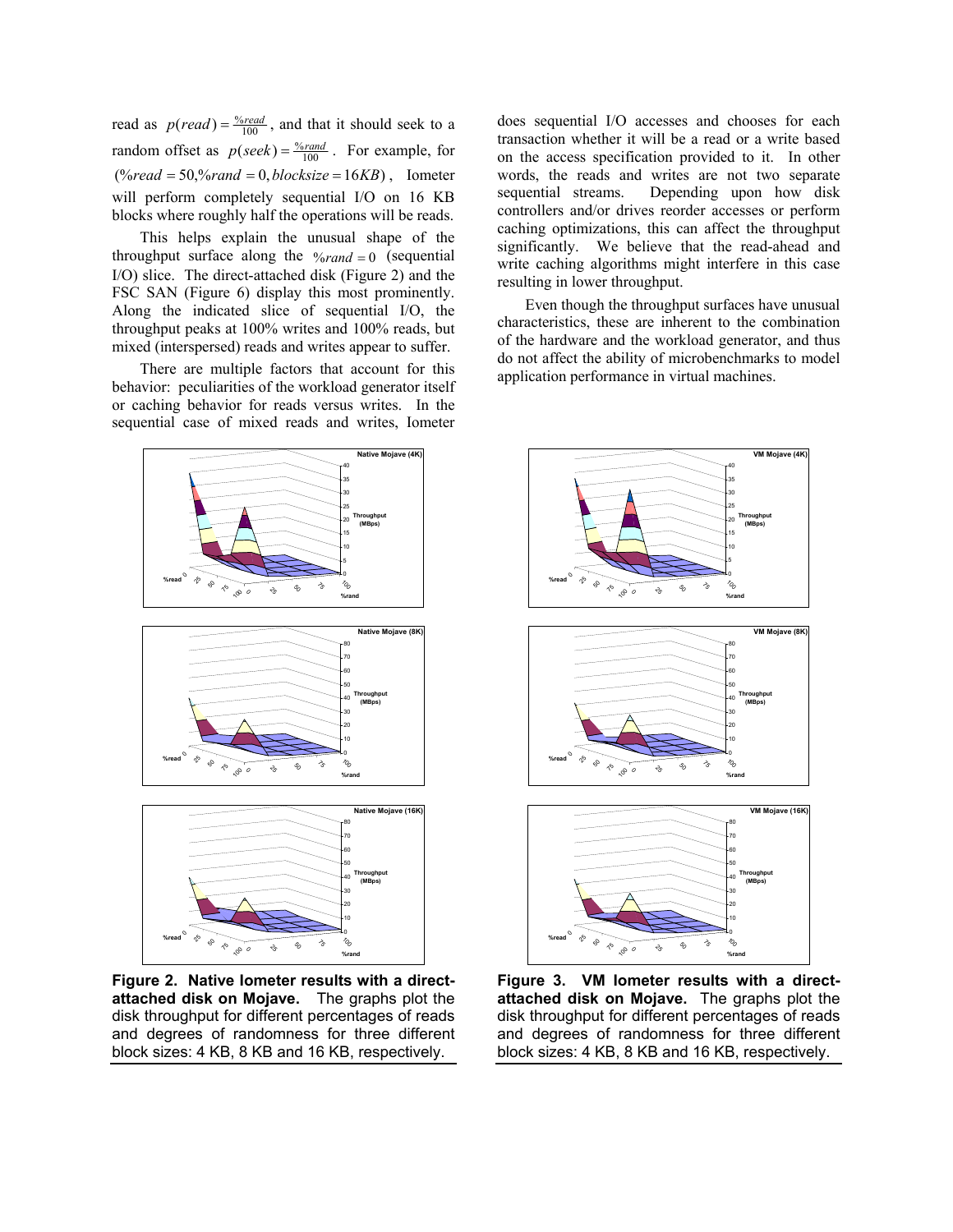read as $p(read) = \frac{\%read}{100}$, and that it should seek to a random offset as $p(seek) = \frac{\%rand}{100}$. For example, for $(\%read = 50, \%rand = 0, blocksize = 16KB)$, Iometer will perform completely sequential I/O on 16 KB blocks where roughly half the operations will be reads.

This helps explain the unusual shape of the throughput surface along the $\%rand = 0$ (sequential I/O) slice. The direct-attached disk (Figure 2) and the FSC SAN (Figure 6) display this most prominently. Along the indicated slice of sequential I/O, the throughput peaks at 100% writes and 100% reads, but mixed (interspersed) reads and writes appear to suffer.

There are multiple factors that account for this behavior: peculiarities of the workload generator itself or caching behavior for reads versus writes. In the sequential case of mixed reads and writes, Iometer does sequential I/O accesses and chooses for each transaction whether it will be a read or a write based on the access specification provided to it. In other words, the reads and writes are not two separate sequential streams. Depending upon how disk controllers and/or drives reorder accesses or perform caching optimizations, this can affect the throughput significantly. We believe that the read-ahead and write caching algorithms might interfere in this case resulting in lower throughput.

Even though the throughput surfaces have unusual characteristics, these are inherent to the combination of the hardware and the workload generator, and thus do not affect the ability of microbenchmarks to model application performance in virtual machines.

**Figure 2. Native Iometer results with a direct-attached disk on Mojave.** The graphs plot the disk throughput for different percentages of reads and degrees of randomness for three different block sizes: 4 KB, 8 KB and 16 KB, respectively.

**Figure 3. VM Iometer results with a direct-attached disk on Mojave.** The graphs plot the disk throughput for different percentages of reads and degrees of randomness for three different block sizes: 4 KB, 8 KB and 16 KB, respectively.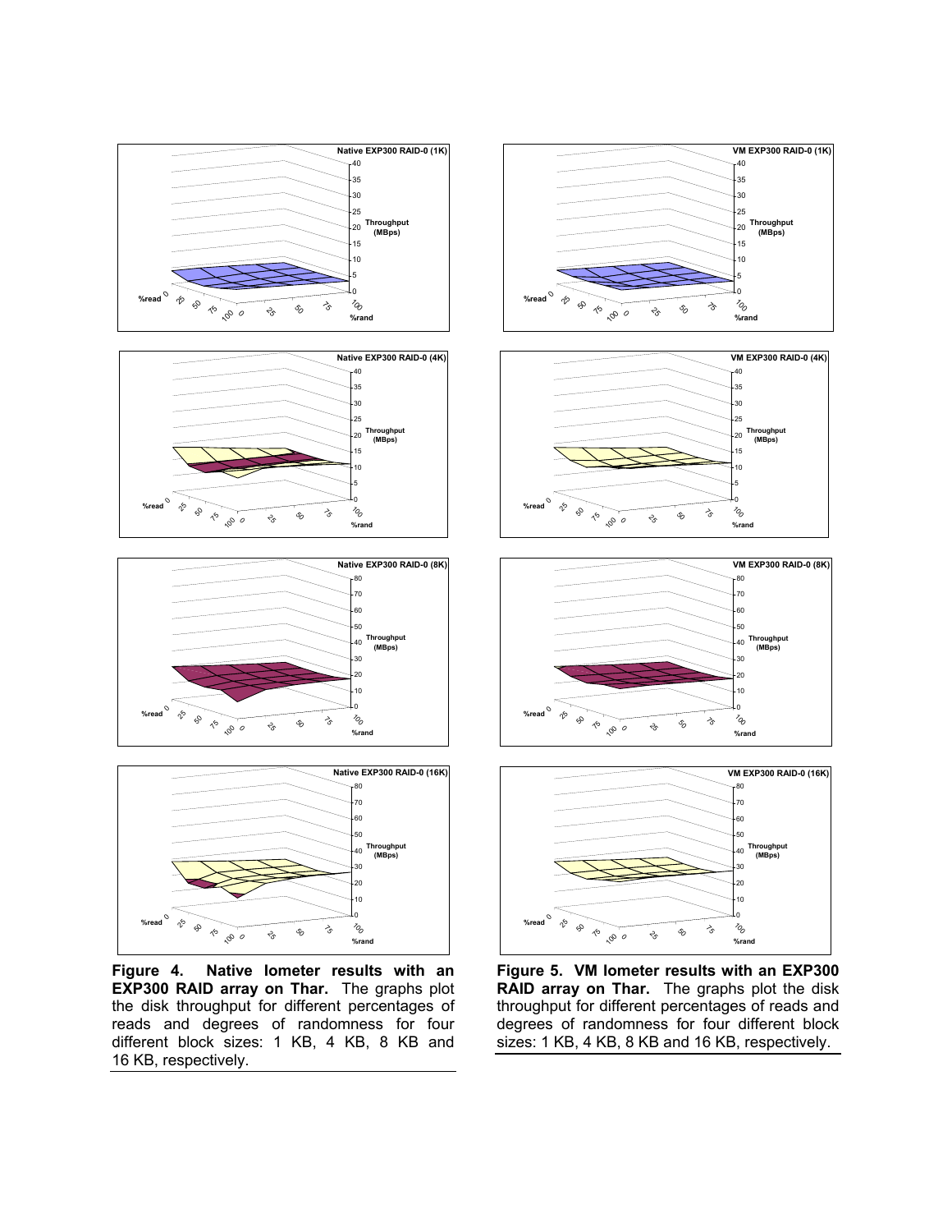**Figure 4. Native Iometer results with an EXP300 RAID array on Thar.** The graphs plot the disk throughput for different percentages of reads and degrees of randomness for four different block sizes: 1 KB, 4 KB, 8 KB and 16 KB, respectively.

**Figure 5. VM Iometer results with an EXP300 RAID array on Thar.** The graphs plot the disk throughput for different percentages of reads and degrees of randomness for four different block sizes: 1 KB, 4 KB, 8 KB and 16 KB, respectively.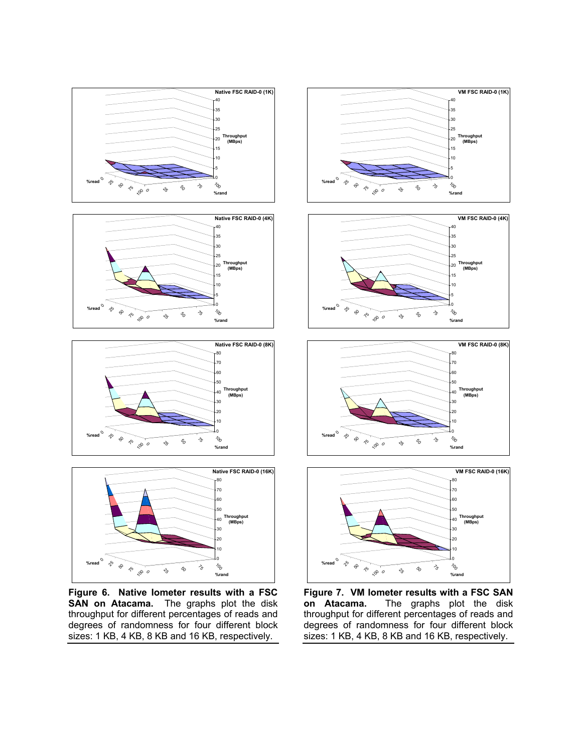**Figure 6. Native Iometer results with a FSC SAN on Atacama.** The graphs plot the disk throughput for different percentages of reads and degrees of randomness for four different block sizes: 1 KB, 4 KB, 8 KB and 16 KB, respectively.

**Figure 7. VM Iometer results with a FSC SAN on Atacama.** The graphs plot the disk throughput for different percentages of reads and degrees of randomness for four different block sizes: 1 KB, 4 KB, 8 KB and 16 KB, respectively.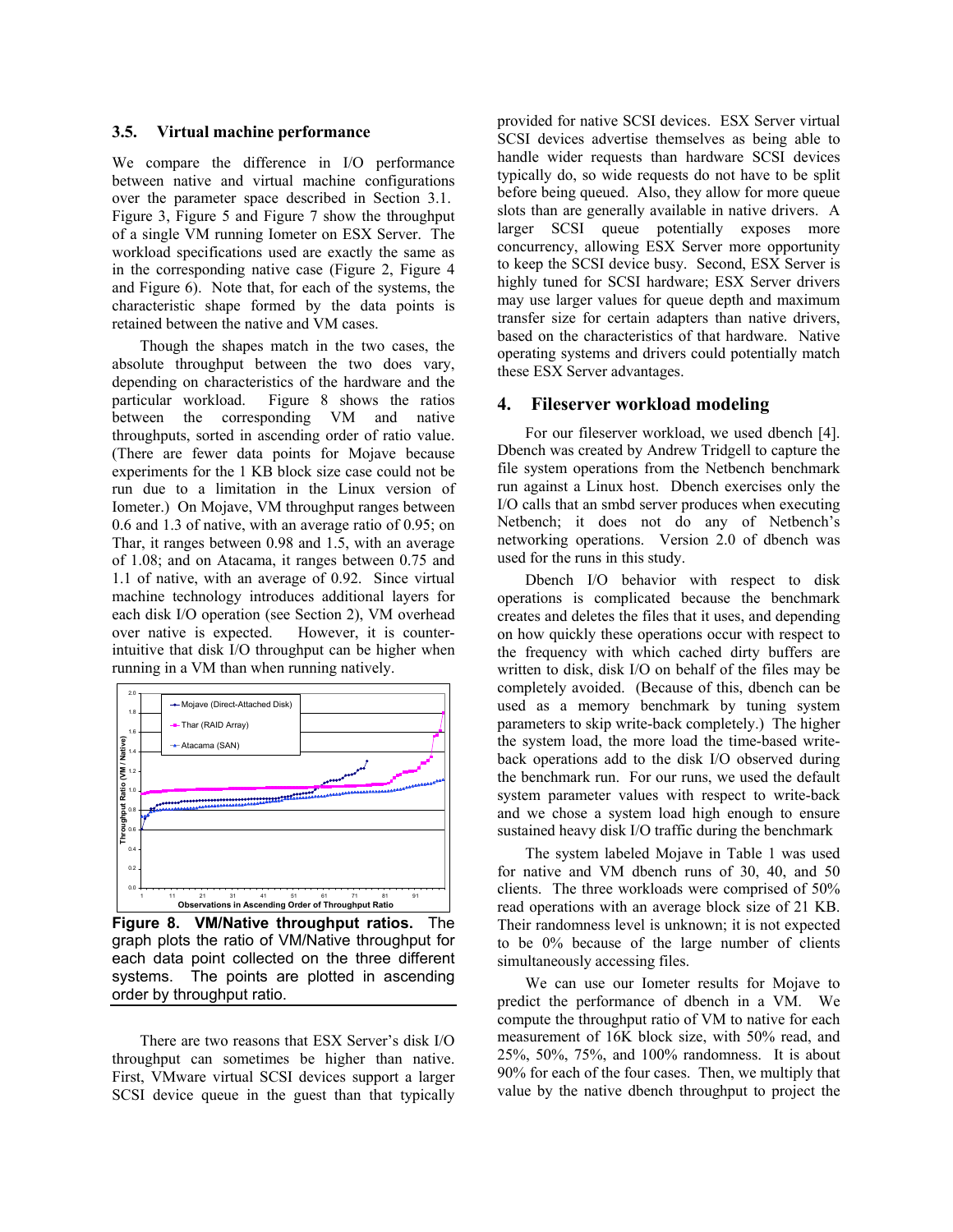### 3.5. Virtual machine performance

We compare the difference in I/O performance between native and virtual machine configurations over the parameter space described in Section 3.1. Figure 3, Figure 5 and Figure 7 show the throughput of a single VM running Iometer on ESX Server. The workload specifications used are exactly the same as in the corresponding native case (Figure 2, Figure 4 and Figure 6). Note that, for each of the systems, the characteristic shape formed by the data points is retained between the native and VM cases.

Though the shapes match in the two cases, the absolute throughput between the two does vary, depending on characteristics of the hardware and the particular workload. Figure 8 shows the ratios between the corresponding VM and native throughputs, sorted in ascending order of ratio value. (There are fewer data points for Mojave because experiments for the 1 KB block size case could not be run due to a limitation in the Linux version of Iometer.) On Mojave, VM throughput ranges between 0.6 and 1.3 of native, with an average ratio of 0.95; on Thar, it ranges between 0.98 and 1.5, with an average of 1.08; and on Atacama, it ranges between 0.75 and 1.1 of native, with an average of 0.92. Since virtual machine technology introduces additional layers for each disk I/O operation (see Section 2), VM overhead over native is expected. However, it is counter-intuitive that disk I/O throughput can be higher when running in a VM than when running natively.

**Figure 8. VM/Native throughput ratios.** The graph plots the ratio of VM/Native throughput for each data point collected on the three different systems. The points are plotted in ascending order by throughput ratio.

There are two reasons that ESX Server's disk I/O throughput can sometimes be higher than native. First, VMware virtual SCSI devices support a larger SCSI device queue in the guest than that typically provided for native SCSI devices. ESX Server virtual SCSI devices advertise themselves as being able to handle wider requests than hardware SCSI devices typically do, so wide requests do not have to be split before being queued. Also, they allow for more queue slots than are generally available in native drivers. A larger SCSI queue potentially exposes more concurrency, allowing ESX Server more opportunity to keep the SCSI device busy. Second, ESX Server is highly tuned for SCSI hardware; ESX Server drivers may use larger values for queue depth and maximum transfer size for certain adapters than native drivers, based on the characteristics of that hardware. Native operating systems and drivers could potentially match these ESX Server advantages.

## 4. Fileserver workload modeling

For our fileserver workload, we used dbench [4]. Dbench was created by Andrew Tridgell to capture the file system operations from the Netbench benchmark run against a Linux host. Dbench exercises only the I/O calls that an smbd server produces when executing Netbench; it does not do any of Netbench's networking operations. Version 2.0 of dbench was used for the runs in this study.

Dbench I/O behavior with respect to disk operations is complicated because the benchmark creates and deletes the files that it uses, and depending on how quickly these operations occur with respect to the frequency with which cached dirty buffers are written to disk, disk I/O on behalf of the files may be completely avoided. (Because of this, dbench can be used as a memory benchmark by tuning system parameters to skip write-back completely.) The higher the system load, the more load the time-based write-back operations add to the disk I/O observed during the benchmark run. For our runs, we used the default system parameter values with respect to write-back and we chose a system load high enough to ensure sustained heavy disk I/O traffic during the benchmark

The system labeled Mojave in Table 1 was used for native and VM dbench runs of 30, 40, and 50 clients. The three workloads were comprised of 50% read operations with an average block size of 21 KB. Their randomness level is unknown; it is not expected to be 0% because of the large number of clients simultaneously accessing files.

We can use our Iometer results for Mojave to predict the performance of dbench in a VM. We compute the throughput ratio of VM to native for each measurement of 16K block size, with 50% read, and 25%, 50%, 75%, and 100% randomness. It is about 90% for each of the four cases. Then, we multiply that value by the native dbench throughput to project the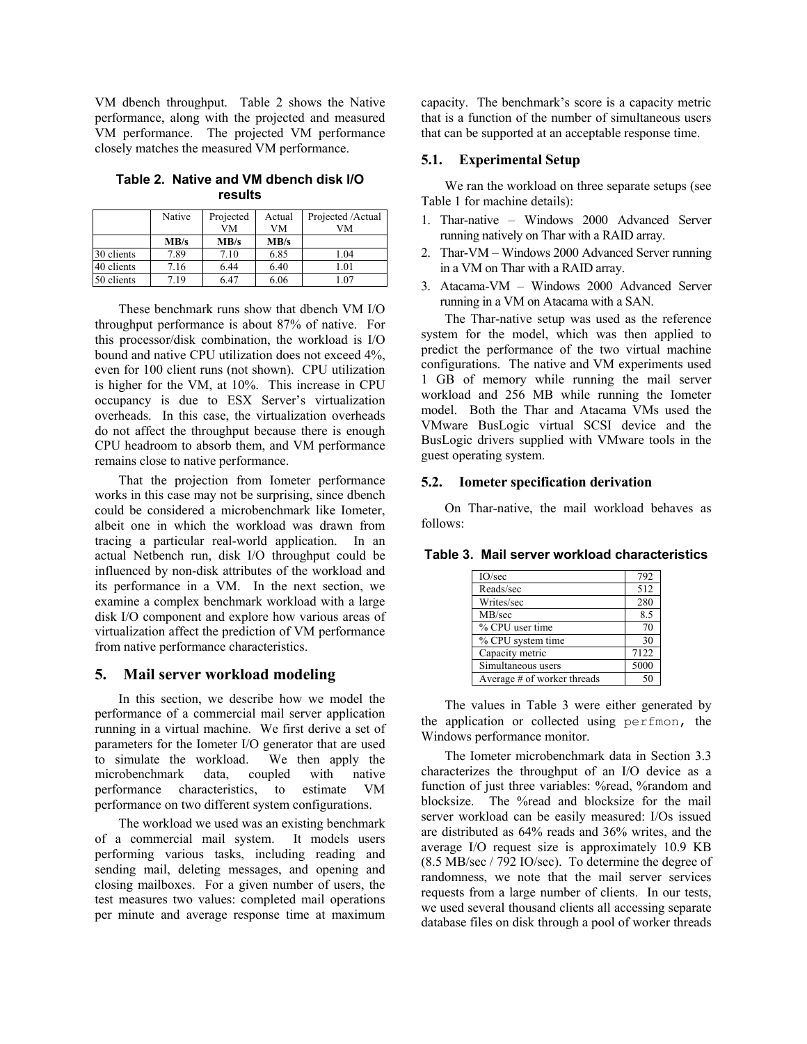VM dbench throughput. Table 2 shows the Native performance, along with the projected and measured VM performance. The projected VM performance closely matches the measured VM performance.

**Table 2. Native and VM dbench disk I/O results**

| | Native | Projected VM | Actual VM | Projected /Actual VM |
|---|---|---|---|---|
| | **MB/s** | **MB/s** | **MB/s** | |
| 30 clients | 7.89 | 7.10 | 6.85 | 1.04 |
| 40 clients | 7.16 | 6.44 | 6.40 | 1.01 |
| 50 clients | 7.19 | 6.47 | 6.06 | 1.07 |

These benchmark runs show that dbench VM I/O throughput performance is about 87% of native. For this processor/disk combination, the workload is I/O bound and native CPU utilization does not exceed 4%, even for 100 client runs (not shown). CPU utilization is higher for the VM, at 10%. This increase in CPU occupancy is due to ESX Server's virtualization overheads. In this case, the virtualization overheads do not affect the throughput because there is enough CPU headroom to absorb them, and VM performance remains close to native performance.

That the projection from Iometer performance works in this case may not be surprising, since dbench could be considered a microbenchmark like Iometer, albeit one in which the workload was drawn from tracing a particular real-world application. In an actual Netbench run, disk I/O throughput could be influenced by non-disk attributes of the workload and its performance in a VM. In the next section, we examine a complex benchmark workload with a large disk I/O component and explore how various areas of virtualization affect the prediction of VM performance from native performance characteristics.

## 5. Mail server workload modeling

In this section, we describe how we model the performance of a commercial mail server application running in a virtual machine. We first derive a set of parameters for the Iometer I/O generator that are used to simulate the workload. We then apply the microbenchmark data, coupled with native performance characteristics, to estimate VM performance on two different system configurations.

The workload we used was an existing benchmark of a commercial mail system. It models users performing various tasks, including reading and sending mail, deleting messages, and opening and closing mailboxes. For a given number of users, the test measures two values: completed mail operations per minute and average response time at maximum capacity. The benchmark's score is a capacity metric that is a function of the number of simultaneous users that can be supported at an acceptable response time.

### 5.1. Experimental Setup

We ran the workload on three separate setups (see Table 1 for machine details):

1. Thar-native – Windows 2000 Advanced Server running natively on Thar with a RAID array.
2. Thar-VM – Windows 2000 Advanced Server running in a VM on Thar with a RAID array.
3. Atacama-VM – Windows 2000 Advanced Server running in a VM on Atacama with a SAN.

The Thar-native setup was used as the reference system for the model, which was then applied to predict the performance of the two virtual machine configurations. The native and VM experiments used 1 GB of memory while running the mail server workload and 256 MB while running the Iometer model. Both the Thar and Atacama VMs used the VMware BusLogic virtual SCSI device and the BusLogic drivers supplied with VMware tools in the guest operating system.

### 5.2. Iometer specification derivation

On Thar-native, the mail workload behaves as follows:

**Table 3. Mail server workload characteristics**

| | |
|---|---|
| IO/sec | 792 |
| Reads/sec | 512 |
| Writes/sec | 280 |
| MB/sec | 8.5 |
| % CPU user time | 70 |
| % CPU system time | 30 |
| Capacity metric | 7122 |
| Simultaneous users | 5000 |
| Average # of worker threads | 50 |

The values in Table 3 were either generated by the application or collected using `perfmon`, the Windows performance monitor.

The Iometer microbenchmark data in Section 3.3 characterizes the throughput of an I/O device as a function of just three variables: %read, %random and blocksize. The %read and blocksize for the mail server workload can be easily measured: I/Os issued are distributed as 64% reads and 36% writes, and the average I/O request size is approximately 10.9 KB (8.5 MB/sec / 792 IO/sec). To determine the degree of randomness, we note that the mail server services requests from a large number of clients. In our tests, we used several thousand clients all accessing separate database files on disk through a pool of worker threads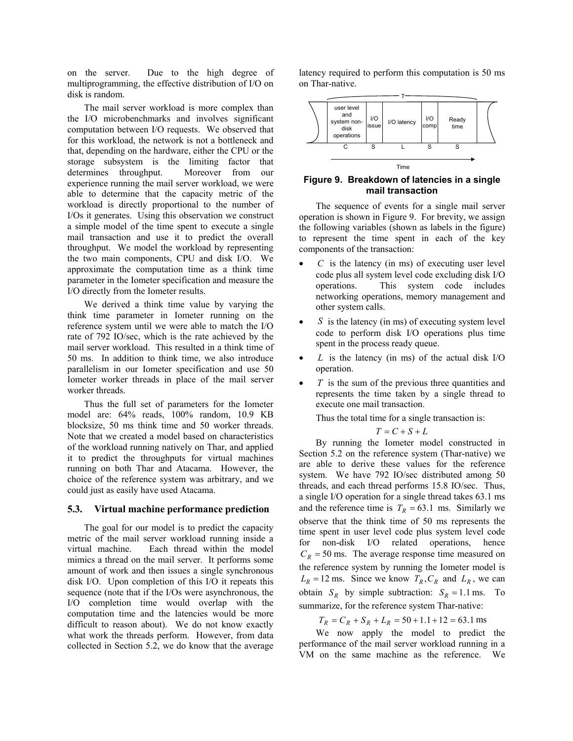on the server. Due to the high degree of multiprogramming, the effective distribution of I/O on disk is random.

The mail server workload is more complex than the I/O microbenchmarks and involves significant computation between I/O requests. We observed that for this workload, the network is not a bottleneck and that, depending on the hardware, either the CPU or the storage subsystem is the limiting factor that determines throughput. Moreover from our experience running the mail server workload, we were able to determine that the capacity metric of the workload is directly proportional to the number of I/Os it generates. Using this observation we construct a simple model of the time spent to execute a single mail transaction and use it to predict the overall throughput. We model the workload by representing the two main components, CPU and disk I/O. We approximate the computation time as a think time parameter in the Iometer specification and measure the I/O directly from the Iometer results.

We derived a think time value by varying the think time parameter in Iometer running on the reference system until we were able to match the I/O rate of 792 IO/sec, which is the rate achieved by the mail server workload. This resulted in a think time of 50 ms. In addition to think time, we also introduce parallelism in our Iometer specification and use 50 Iometer worker threads in place of the mail server worker threads.

Thus the full set of parameters for the Iometer model are: 64% reads, 100% random, 10.9 KB blocksize, 50 ms think time and 50 worker threads. Note that we created a model based on characteristics of the workload running natively on Thar, and applied it to predict the throughputs for virtual machines running on both Thar and Atacama. However, the choice of the reference system was arbitrary, and we could just as easily have used Atacama.

### 5.3. Virtual machine performance prediction

The goal for our model is to predict the capacity metric of the mail server workload running inside a virtual machine. Each thread within the model mimics a thread on the mail server. It performs some amount of work and then issues a single synchronous disk I/O. Upon completion of this I/O it repeats this sequence (note that if the I/Os were asynchronous, the I/O completion time would overlap with the computation time and the latencies would be more difficult to reason about). We do not know exactly what work the threads perform. However, from data collected in Section 5.2, we do know that the average latency required to perform this computation is 50 ms on Thar-native.

| user level and system non-disk operations | I/O issue | I/O latency | I/O comp | Ready time |
|---|---|---|---|---|
| C | S | L | S | S |

**Figure 9. Breakdown of latencies in a single mail transaction**

The sequence of events for a single mail server operation is shown in Figure 9. For brevity, we assign the following variables (shown as labels in the figure) to represent the time spent in each of the key components of the transaction:

- $C$ is the latency (in ms) of executing user level code plus all system level code excluding disk I/O operations. This system code includes networking operations, memory management and other system calls.
- $S$ is the latency (in ms) of executing system level code to perform disk I/O operations plus time spent in the process ready queue.
- $L$ is the latency (in ms) of the actual disk I/O operation.
- $T$ is the sum of the previous three quantities and represents the time taken by a single thread to execute one mail transaction.

Thus the total time for a single transaction is:

$$T = C + S + L$$

By running the Iometer model constructed in Section 5.2 on the reference system (Thar-native) we are able to derive these values for the reference system. We have 792 IO/sec distributed among 50 threads, and each thread performs 15.8 IO/sec. Thus, a single I/O operation for a single thread takes 63.1 ms and the reference time is $T_R = 63.1$ ms. Similarly we observe that the think time of 50 ms represents the time spent in user level code plus system level code for non-disk I/O related operations, hence $C_R = 50$ ms. The average response time measured on the reference system by running the Iometer model is $L_R = 12$ ms. Since we know $T_R, C_R$ and $L_R$, we can obtain $S_R$ by simple subtraction: $S_R = 1.1$ ms. To summarize, for the reference system Thar-native:

$$T_R = C_R + S_R + L_R = 50 + 1.1 + 12 = 63.1 \text{ ms}$$

We now apply the model to predict the performance of the mail server workload running in a VM on the same machine as the reference. We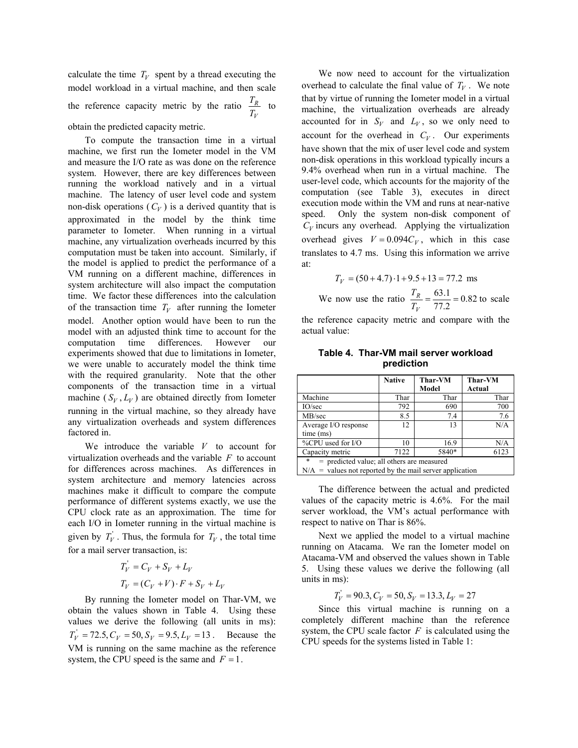calculate the time $T_V$ spent by a thread executing the model workload in a virtual machine, and then scale the reference capacity metric by the ratio $\frac{T_R}{T_V}$ to obtain the predicted capacity metric.

To compute the transaction time in a virtual machine, we first run the Iometer model in the VM and measure the I/O rate as was done on the reference system. However, there are key differences between running the workload natively and in a virtual machine. The latency of user level code and system non-disk operations ($C_V$) is a derived quantity that is approximated in the model by the think time parameter to Iometer. When running in a virtual machine, any virtualization overheads incurred by this computation must be taken into account. Similarly, if the model is applied to predict the performance of a VM running on a different machine, differences in system architecture will also impact the computation time. We factor these differences into the calculation of the transaction time $T_V$ after running the Iometer model. Another option would have been to run the model with an adjusted think time to account for the computation time differences. However our experiments showed that due to limitations in Iometer, we were unable to accurately model the think time with the required granularity. Note that the other components of the transaction time in a virtual machine ($S_V, L_V$) are obtained directly from Iometer running in the virtual machine, so they already have any virtualization overheads and system differences factored in.

We introduce the variable $V$ to account for virtualization overheads and the variable $F$ to account for differences across machines. As differences in system architecture and memory latencies across machines make it difficult to compare the compute performance of different systems exactly, we use the CPU clock rate as an approximation. The time for each I/O in Iometer running in the virtual machine is given by $T_V^{'}$. Thus, the formula for $T_V$, the total time for a mail server transaction, is:

$$T_V^{'} = C_V + S_V + L_V$$

$$T_V = (C_V + V) \cdot F + S_V + L_V$$

By running the Iometer model on Thar-VM, we obtain the values shown in Table 4. Using these values we derive the following (all units in ms): $T_V^{'} = 72.5, C_V = 50, S_V = 9.5, L_V = 13$. Because the VM is running on the same machine as the reference system, the CPU speed is the same and $F = 1$.

We now need to account for the virtualization overhead to calculate the final value of $T_V$. We note that by virtue of running the Iometer model in a virtual machine, the virtualization overheads are already accounted for in $S_V$ and $L_V$, so we only need to account for the overhead in $C_V$. Our experiments have shown that the mix of user level code and system non-disk operations in this workload typically incurs a 9.4% overhead when run in a virtual machine. The user-level code, which accounts for the majority of the computation (see Table 3), executes in direct execution mode within the VM and runs at near-native speed. Only the system non-disk component of $C_V$ incurs any overhead. Applying the virtualization overhead gives $V = 0.094C_V$, which in this case translates to 4.7 ms. Using this information we arrive at:

$$T_V = (50 + 4.7) \cdot 1 + 9.5 + 13 = 77.2 \text{ ms}$$

We now use the ratio $\frac{T_R}{T_V} = \frac{63.1}{77.2} = 0.82$ to scale the reference capacity metric and compare with the actual value:

**Table 4. Thar-VM mail server workload prediction**

| | Native | Thar-VM Model | Thar-VM Actual |
|---|---|---|---|
| Machine | Thar | Thar | Thar |
| IO/sec | 792 | 690 | 700 |
| MB/sec | 8.5 | 7.4 | 7.6 |
| Average I/O response time (ms) | 12 | 13 | N/A |
| %CPU used for I/O | 10 | 16.9 | N/A |
| Capacity metric | 7122 | 5840* | 6123 |

\* = predicted value; all others are measured
N/A = values not reported by the mail server application

The difference between the actual and predicted values of the capacity metric is 4.6%. For the mail server workload, the VM's actual performance with respect to native on Thar is 86%.

Next we applied the model to a virtual machine running on Atacama. We ran the Iometer model on Atacama-VM and observed the values shown in Table 5. Using these values we derive the following (all units in ms):

$$T_V^{'} = 90.3, C_V = 50, S_V = 13.3, L_V = 27$$

Since this virtual machine is running on a completely different machine than the reference system, the CPU scale factor $F$ is calculated using the CPU speeds for the systems listed in Table 1: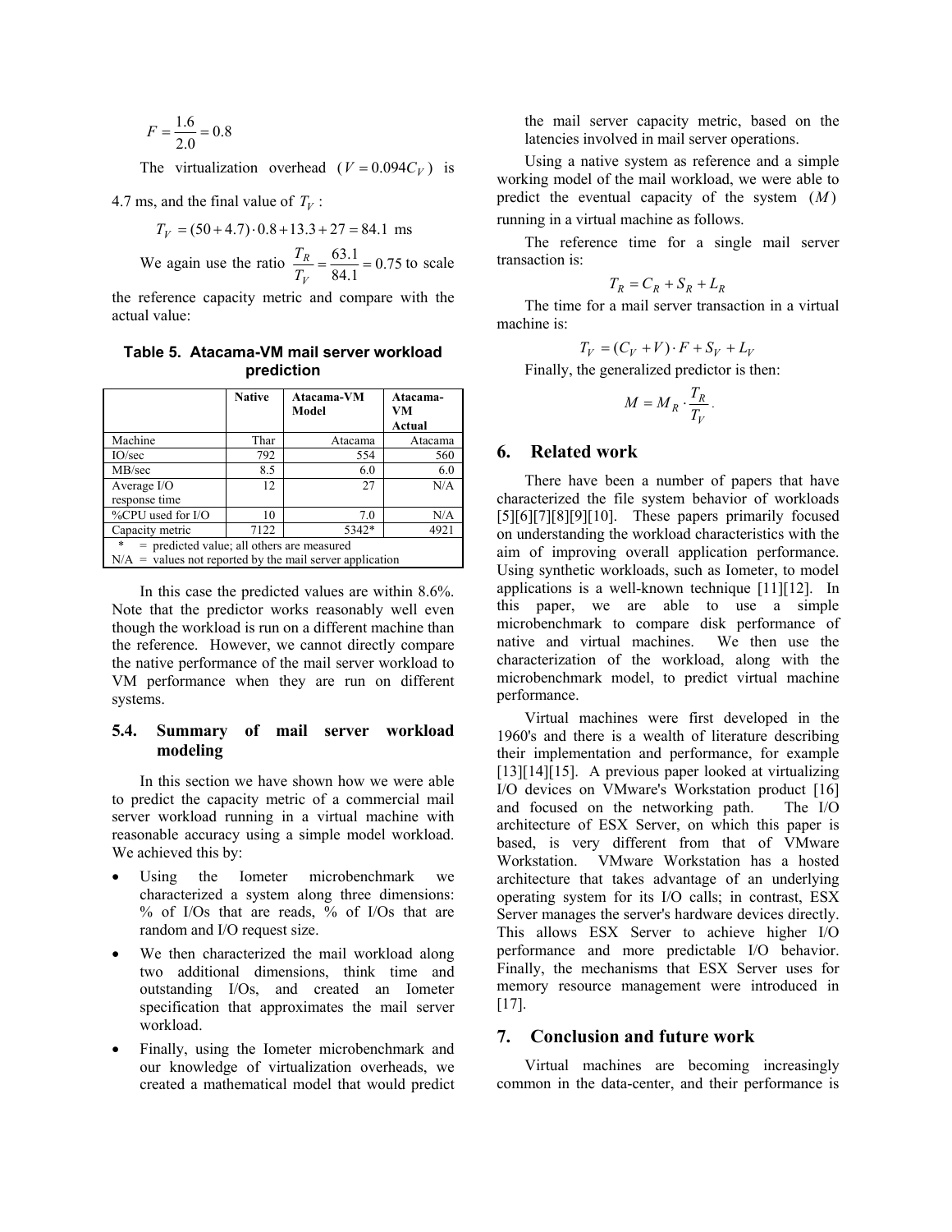$$F = \frac{1.6}{2.0} = 0.8$$

The virtualization overhead ($V = 0.094C_V$) is 4.7 ms, and the final value of $T_V$:

$$T_V = (50 + 4.7) \cdot 0.8 + 13.3 + 27 = 84.1 \text{ ms}$$

We again use the ratio $\frac{T_R}{T_V} = \frac{63.1}{84.1} = 0.75$ to scale the reference capacity metric and compare with the actual value:

**Table 5. Atacama-VM mail server workload prediction**

| | Native | Atacama-VM Model | Atacama-VM Actual |
|---|---|---|---|
| Machine | Thar | Atacama | Atacama |
| IO/sec | 792 | 554 | 560 |
| MB/sec | 8.5 | 6.0 | 6.0 |
| Average I/O response time | 12 | 27 | N/A |
| %CPU used for I/O | 10 | 7.0 | N/A |
| Capacity metric | 7122 | 5342* | 4921 |

\* = predicted value; all others are measured
N/A = values not reported by the mail server application

In this case the predicted values are within 8.6%. Note that the predictor works reasonably well even though the workload is run on a different machine than the reference. However, we cannot directly compare the native performance of the mail server workload to VM performance when they are run on different systems.

### 5.4. Summary of mail server workload modeling

In this section we have shown how we were able to predict the capacity metric of a commercial mail server workload running in a virtual machine with reasonable accuracy using a simple model workload. We achieved this by:

- Using the Iometer microbenchmark we characterized a system along three dimensions: % of I/Os that are reads, % of I/Os that are random and I/O request size.
- We then characterized the mail workload along two additional dimensions, think time and outstanding I/Os, and created an Iometer specification that approximates the mail server workload.
- Finally, using the Iometer microbenchmark and our knowledge of virtualization overheads, we created a mathematical model that would predict the mail server capacity metric, based on the latencies involved in mail server operations.

Using a native system as reference and a simple working model of the mail workload, we were able to predict the eventual capacity of the system ($M$) running in a virtual machine as follows.

The reference time for a single mail server transaction is:

$$T_R = C_R + S_R + L_R$$

The time for a mail server transaction in a virtual machine is:

$$T_V = (C_V + V) \cdot F + S_V + L_V$$

Finally, the generalized predictor is then:

$$M = M_R \cdot \frac{T_R}{T_V}.$$

## 6. Related work

There have been a number of papers that have characterized the file system behavior of workloads [5][6][7][8][9][10]. These papers primarily focused on understanding the workload characteristics with the aim of improving overall application performance. Using synthetic workloads, such as Iometer, to model applications is a well-known technique [11][12]. In this paper, we are able to use a simple microbenchmark to compare disk performance of native and virtual machines. We then use the characterization of the workload, along with the microbenchmark model, to predict virtual machine performance.

Virtual machines were first developed in the 1960's and there is a wealth of literature describing their implementation and performance, for example [13][14][15]. A previous paper looked at virtualizing I/O devices on VMware's Workstation product [16] and focused on the networking path. The I/O architecture of ESX Server, on which this paper is based, is very different from that of VMware Workstation. VMware Workstation has a hosted architecture that takes advantage of an underlying operating system for its I/O calls; in contrast, ESX Server manages the server's hardware devices directly. This allows ESX Server to achieve higher I/O performance and more predictable I/O behavior. Finally, the mechanisms that ESX Server uses for memory resource management were introduced in [17].

## 7. Conclusion and future work

Virtual machines are becoming increasingly common in the data-center, and their performance is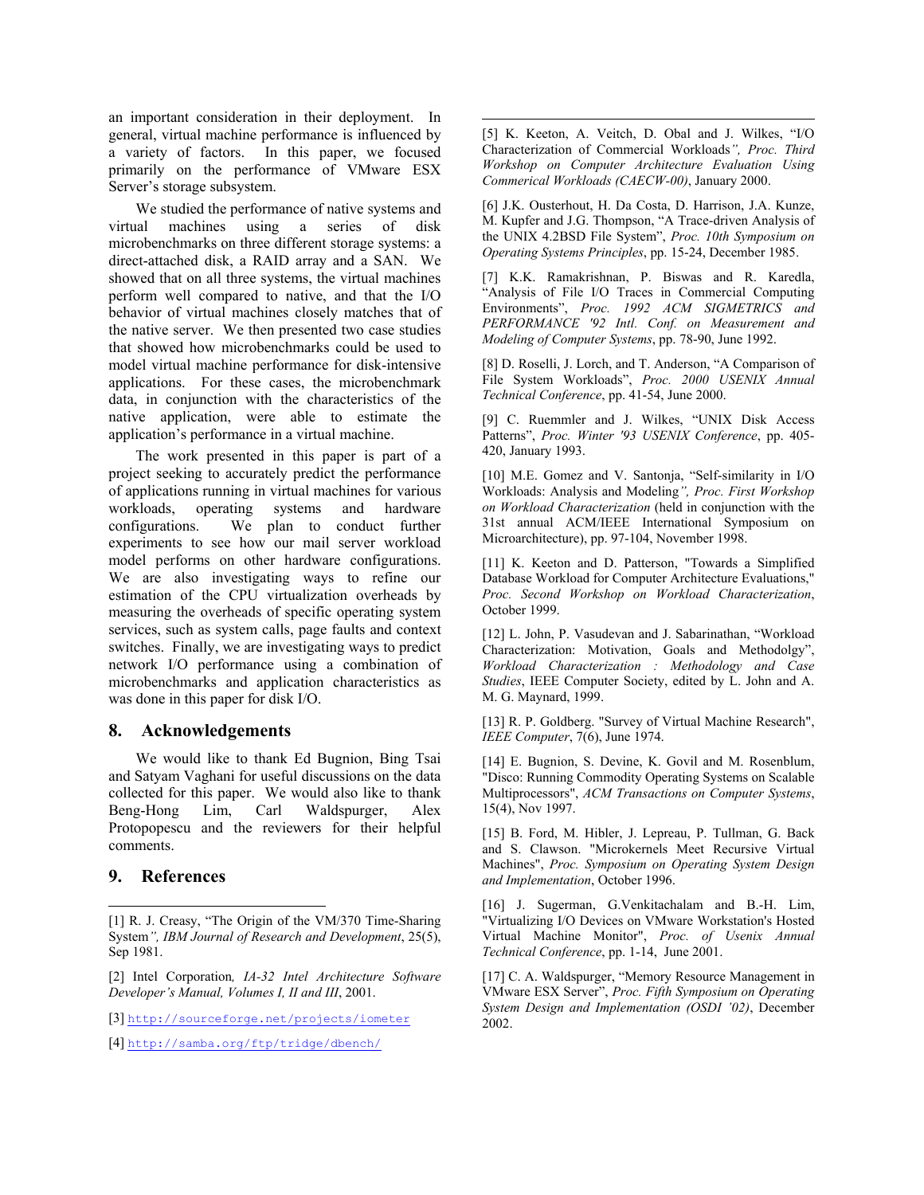an important consideration in their deployment. In general, virtual machine performance is influenced by a variety of factors. In this paper, we focused primarily on the performance of VMware ESX Server's storage subsystem.

We studied the performance of native systems and virtual machines using a series of disk microbenchmarks on three different storage systems: a direct-attached disk, a RAID array and a SAN. We showed that on all three systems, the virtual machines perform well compared to native, and that the I/O behavior of virtual machines closely matches that of the native server. We then presented two case studies that showed how microbenchmarks could be used to model virtual machine performance for disk-intensive applications. For these cases, the microbenchmark data, in conjunction with the characteristics of the native application, were able to estimate the application's performance in a virtual machine.

The work presented in this paper is part of a project seeking to accurately predict the performance of applications running in virtual machines for various workloads, operating systems and hardware configurations. We plan to conduct further experiments to see how our mail server workload model performs on other hardware configurations. We are also investigating ways to refine our estimation of the CPU virtualization overheads by measuring the overheads of specific operating system services, such as system calls, page faults and context switches. Finally, we are investigating ways to predict network I/O performance using a combination of microbenchmarks and application characteristics as was done in this paper for disk I/O.

## 8. Acknowledgements

We would like to thank Ed Bugnion, Bing Tsai and Satyam Vaghani for useful discussions on the data collected for this paper. We would also like to thank Beng-Hong Lim, Carl Waldspurger, Alex Protopopescu and the reviewers for their helpful comments.

## 9. References

[1] R. J. Creasy, "The Origin of the VM/370 Time-Sharing System", *IBM Journal of Research and Development*, 25(5), Sep 1981.

[2] Intel Corporation, *IA-32 Intel Architecture Software Developer's Manual, Volumes I, II and III*, 2001.

[3] http://sourceforge.net/projects/iometer

[4] http://samba.org/ftp/tridge/dbench/

[5] K. Keeton, A. Veitch, D. Obal and J. Wilkes, "I/O Characterization of Commercial Workloads", *Proc. Third Workshop on Computer Architecture Evaluation Using Commerical Workloads (CAECW-00)*, January 2000.

[6] J.K. Ousterhout, H. Da Costa, D. Harrison, J.A. Kunze, M. Kupfer and J.G. Thompson, "A Trace-driven Analysis of the UNIX 4.2BSD File System", *Proc. 10th Symposium on Operating Systems Principles*, pp. 15-24, December 1985.

[7] K.K. Ramakrishnan, P. Biswas and R. Karedla, "Analysis of File I/O Traces in Commercial Computing Environments", *Proc. 1992 ACM SIGMETRICS and PERFORMANCE '92 Intl. Conf. on Measurement and Modeling of Computer Systems*, pp. 78-90, June 1992.

[8] D. Roselli, J. Lorch, and T. Anderson, "A Comparison of File System Workloads", *Proc. 2000 USENIX Annual Technical Conference*, pp. 41-54, June 2000.

[9] C. Ruemmler and J. Wilkes, "UNIX Disk Access Patterns", *Proc. Winter '93 USENIX Conference*, pp. 405-420, January 1993.

[10] M.E. Gomez and V. Santonja, "Self-similarity in I/O Workloads: Analysis and Modeling", *Proc. First Workshop on Workload Characterization* (held in conjunction with the 31st annual ACM/IEEE International Symposium on Microarchitecture), pp. 97-104, November 1998.

[11] K. Keeton and D. Patterson, "Towards a Simplified Database Workload for Computer Architecture Evaluations," *Proc. Second Workshop on Workload Characterization*, October 1999.

[12] L. John, P. Vasudevan and J. Sabarinathan, "Workload Characterization: Motivation, Goals and Methodolgy", *Workload Characterization : Methodology and Case Studies*, IEEE Computer Society, edited by L. John and A. M. G. Maynard, 1999.

[13] R. P. Goldberg. "Survey of Virtual Machine Research", *IEEE Computer*, 7(6), June 1974.

[14] E. Bugnion, S. Devine, K. Govil and M. Rosenblum, "Disco: Running Commodity Operating Systems on Scalable Multiprocessors", *ACM Transactions on Computer Systems*, 15(4), Nov 1997.

[15] B. Ford, M. Hibler, J. Lepreau, P. Tullman, G. Back and S. Clawson. "Microkernels Meet Recursive Virtual Machines", *Proc. Symposium on Operating System Design and Implementation*, October 1996.

[16] J. Sugerman, G.Venkitachalam and B.-H. Lim, "Virtualizing I/O Devices on VMware Workstation's Hosted Virtual Machine Monitor", *Proc. of Usenix Annual Technical Conference*, pp. 1-14, June 2001.

[17] C. A. Waldspurger, "Memory Resource Management in VMware ESX Server", *Proc. Fifth Symposium on Operating System Design and Implementation (OSDI '02)*, December 2002.